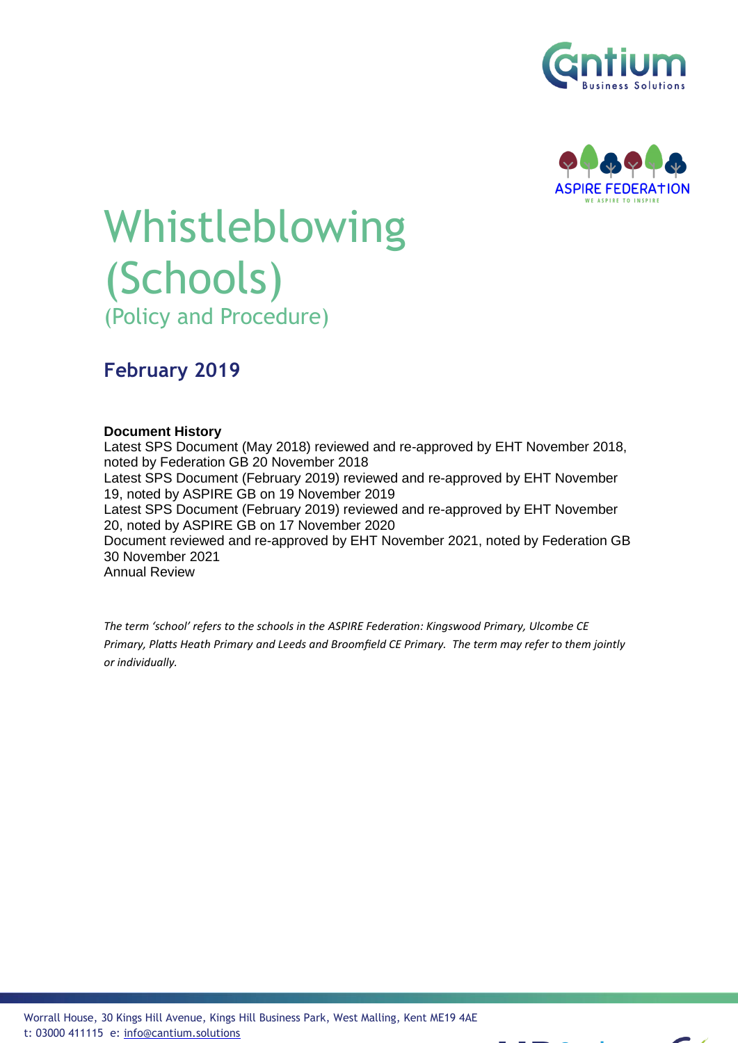# Whistleblowing (Schools)

## (Policy and Procedure)

### February 2019

**Document History**

Latest SPS Document (May 2018) reviewed and re-approved by EHT November 2018, noted by Federation GB 20 November 2018

Latest SPS Document (February 2019) reviewed and re-approved by EHT November 19, noted by ASPIRE GB on 19 November 2019

Latest SPS Document (February 2019) reviewed and re-approved by EHT November 20, noted by ASPIRE GB on 17 November 2020

Document reviewed and re-approved by EHT November 2021, noted by Federation GB 30 November 2021

Annual Review

*The term 'school' refers to the schools in the ASPIRE Federation: Kingswood Primary, Ulcombe CE Primary, Platts Heath Primary and Leeds and Broomfield CE Primary. The term may refer to them jointly or individually.*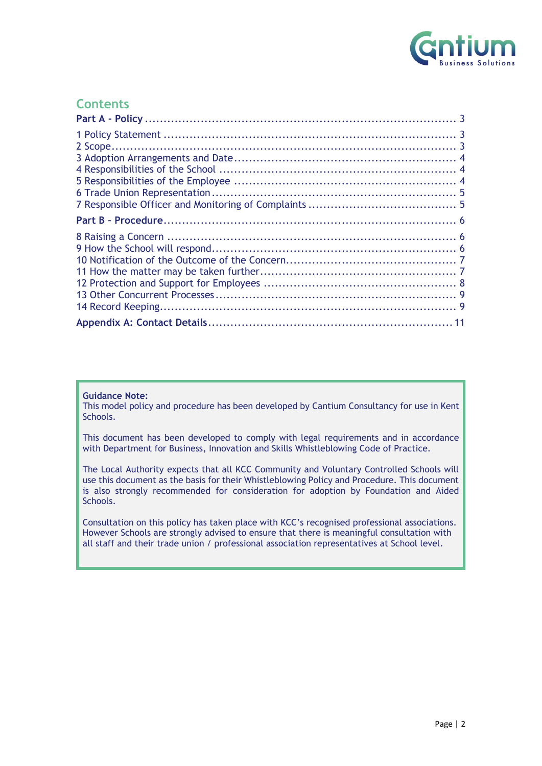## Contents

**Part A - Policy** ........................................................................... 3

1 Policy Statement .............................................................................. 3
2 Scope ................................................................................................. 3
3 Adoption Arrangements and Date ................................................. 4
4 Responsibilities of the School ......................................................... 4
5 Responsibilities of the Employee .................................................... 4
6 Trade Union Representation ............................................................ 5
7 Responsible Officer and Monitoring of Complaints ........................ 5

**Part B - Procedure** .......................................................................... 6

8 Raising a Concern .............................................................................. 6
9 How the School will respond ........................................................... 6
10 Notification of the Outcome of the Concern ................................ 7
11 How the matter may be taken further .......................................... 7
12 Protection and Support for Employees ......................................... 8
13 Other Concurrent Processes ........................................................... 9
14 Record Keeping ................................................................................ 9

**Appendix A: Contact Details** ........................................................... 11

**Guidance Note:**
This model policy and procedure has been developed by Cantium Consultancy for use in Kent Schools.

This document has been developed to comply with legal requirements and in accordance with Department for Business, Innovation and Skills Whistleblowing Code of Practice.

The Local Authority expects that all KCC Community and Voluntary Controlled Schools will use this document as the basis for their Whistleblowing Policy and Procedure. This document is also strongly recommended for consideration for adoption by Foundation and Aided Schools.

Consultation on this policy has taken place with KCC's recognised professional associations. However Schools are strongly advised to ensure that there is meaningful consultation with all staff and their trade union / professional association representatives at School level.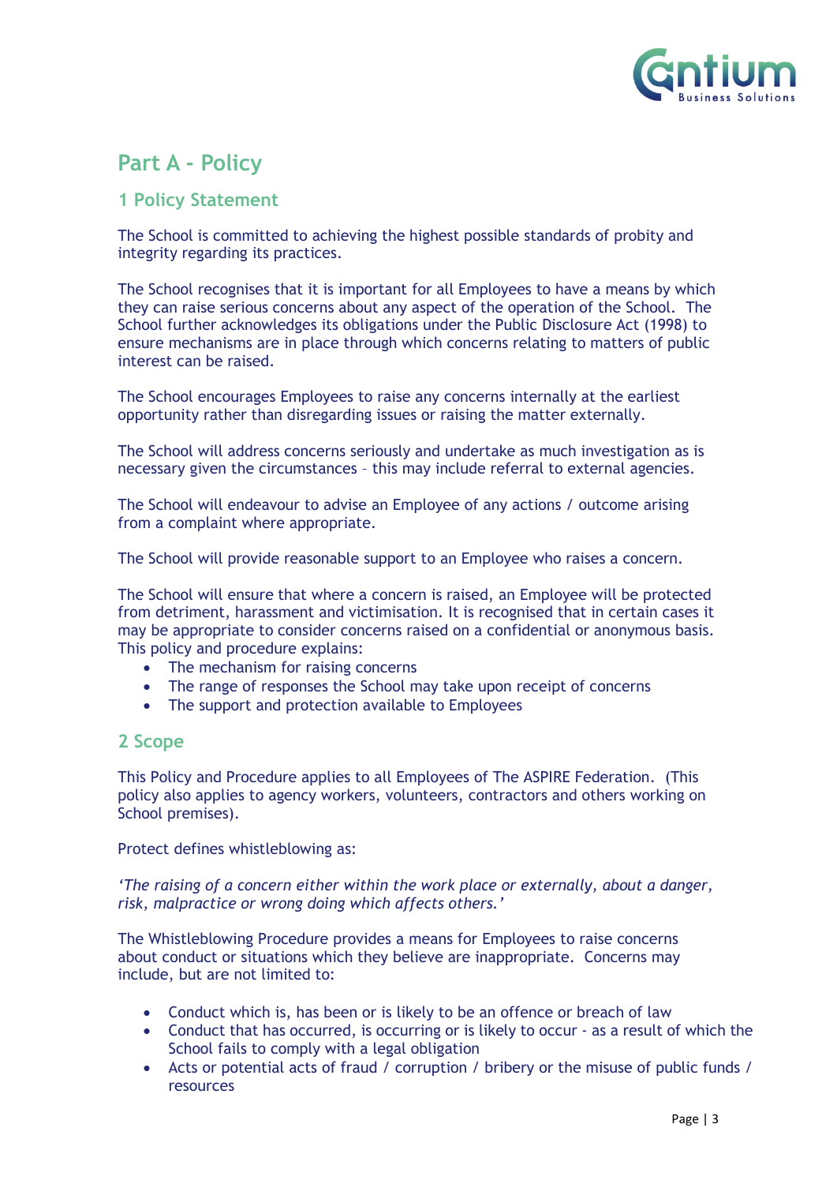# Part A - Policy

## 1 Policy Statement

The School is committed to achieving the highest possible standards of probity and integrity regarding its practices.

The School recognises that it is important for all Employees to have a means by which they can raise serious concerns about any aspect of the operation of the School. The School further acknowledges its obligations under the Public Disclosure Act (1998) to ensure mechanisms are in place through which concerns relating to matters of public interest can be raised.

The School encourages Employees to raise any concerns internally at the earliest opportunity rather than disregarding issues or raising the matter externally.

The School will address concerns seriously and undertake as much investigation as is necessary given the circumstances – this may include referral to external agencies.

The School will endeavour to advise an Employee of any actions / outcome arising from a complaint where appropriate.

The School will provide reasonable support to an Employee who raises a concern.

The School will ensure that where a concern is raised, an Employee will be protected from detriment, harassment and victimisation. It is recognised that in certain cases it may be appropriate to consider concerns raised on a confidential or anonymous basis. This policy and procedure explains:

- The mechanism for raising concerns
- The range of responses the School may take upon receipt of concerns
- The support and protection available to Employees

## 2 Scope

This Policy and Procedure applies to all Employees of The ASPIRE Federation. (This policy also applies to agency workers, volunteers, contractors and others working on School premises).

Protect defines whistleblowing as:

*'The raising of a concern either within the work place or externally, about a danger, risk, malpractice or wrong doing which affects others.'*

The Whistleblowing Procedure provides a means for Employees to raise concerns about conduct or situations which they believe are inappropriate. Concerns may include, but are not limited to:

- Conduct which is, has been or is likely to be an offence or breach of law
- Conduct that has occurred, is occurring or is likely to occur - as a result of which the School fails to comply with a legal obligation
- Acts or potential acts of fraud / corruption / bribery or the misuse of public funds / resources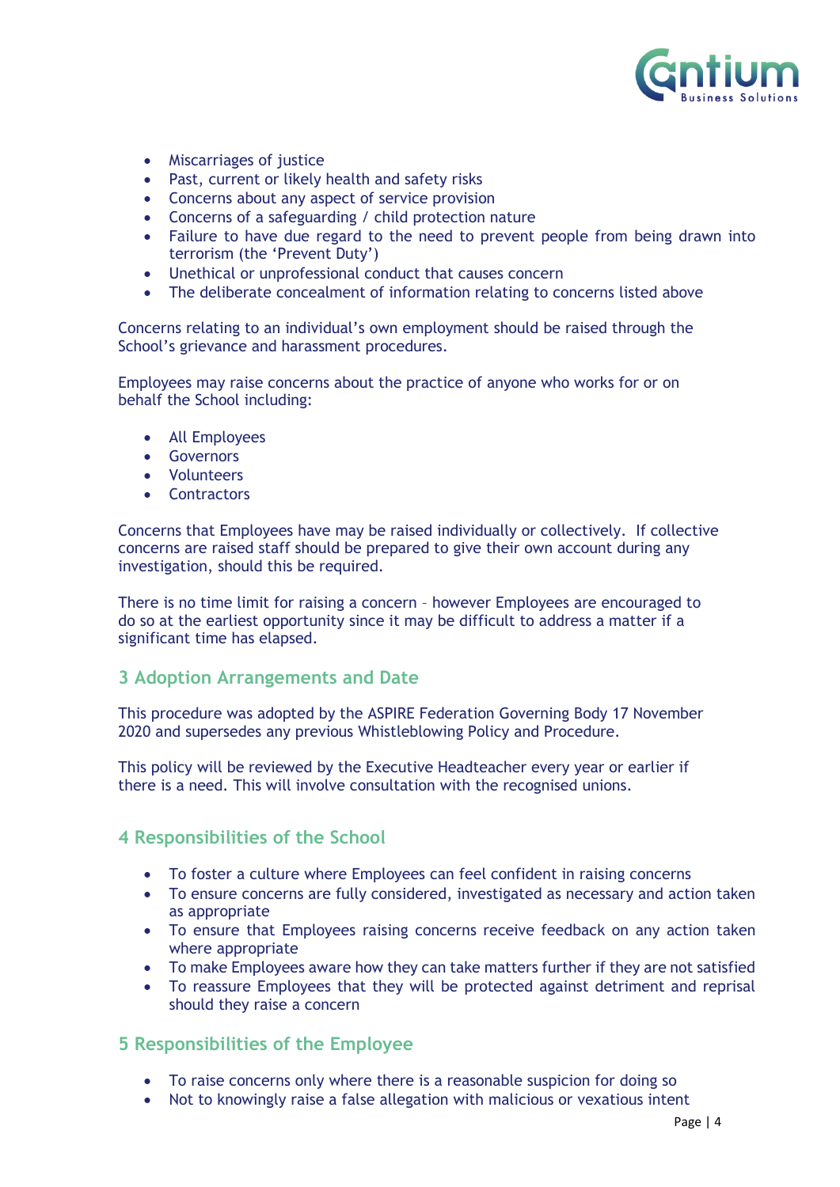- Miscarriages of justice
- Past, current or likely health and safety risks
- Concerns about any aspect of service provision
- Concerns of a safeguarding / child protection nature
- Failure to have due regard to the need to prevent people from being drawn into terrorism (the 'Prevent Duty')
- Unethical or unprofessional conduct that causes concern
- The deliberate concealment of information relating to concerns listed above

Concerns relating to an individual's own employment should be raised through the School's grievance and harassment procedures.

Employees may raise concerns about the practice of anyone who works for or on behalf the School including:

- All Employees
- Governors
- Volunteers
- Contractors

Concerns that Employees have may be raised individually or collectively. If collective concerns are raised staff should be prepared to give their own account during any investigation, should this be required.

There is no time limit for raising a concern – however Employees are encouraged to do so at the earliest opportunity since it may be difficult to address a matter if a significant time has elapsed.

## 3 Adoption Arrangements and Date

This procedure was adopted by the ASPIRE Federation Governing Body 17 November 2020 and supersedes any previous Whistleblowing Policy and Procedure.

This policy will be reviewed by the Executive Headteacher every year or earlier if there is a need. This will involve consultation with the recognised unions.

## 4 Responsibilities of the School

- To foster a culture where Employees can feel confident in raising concerns
- To ensure concerns are fully considered, investigated as necessary and action taken as appropriate
- To ensure that Employees raising concerns receive feedback on any action taken where appropriate
- To make Employees aware how they can take matters further if they are not satisfied
- To reassure Employees that they will be protected against detriment and reprisal should they raise a concern

## 5 Responsibilities of the Employee

- To raise concerns only where there is a reasonable suspicion for doing so
- Not to knowingly raise a false allegation with malicious or vexatious intent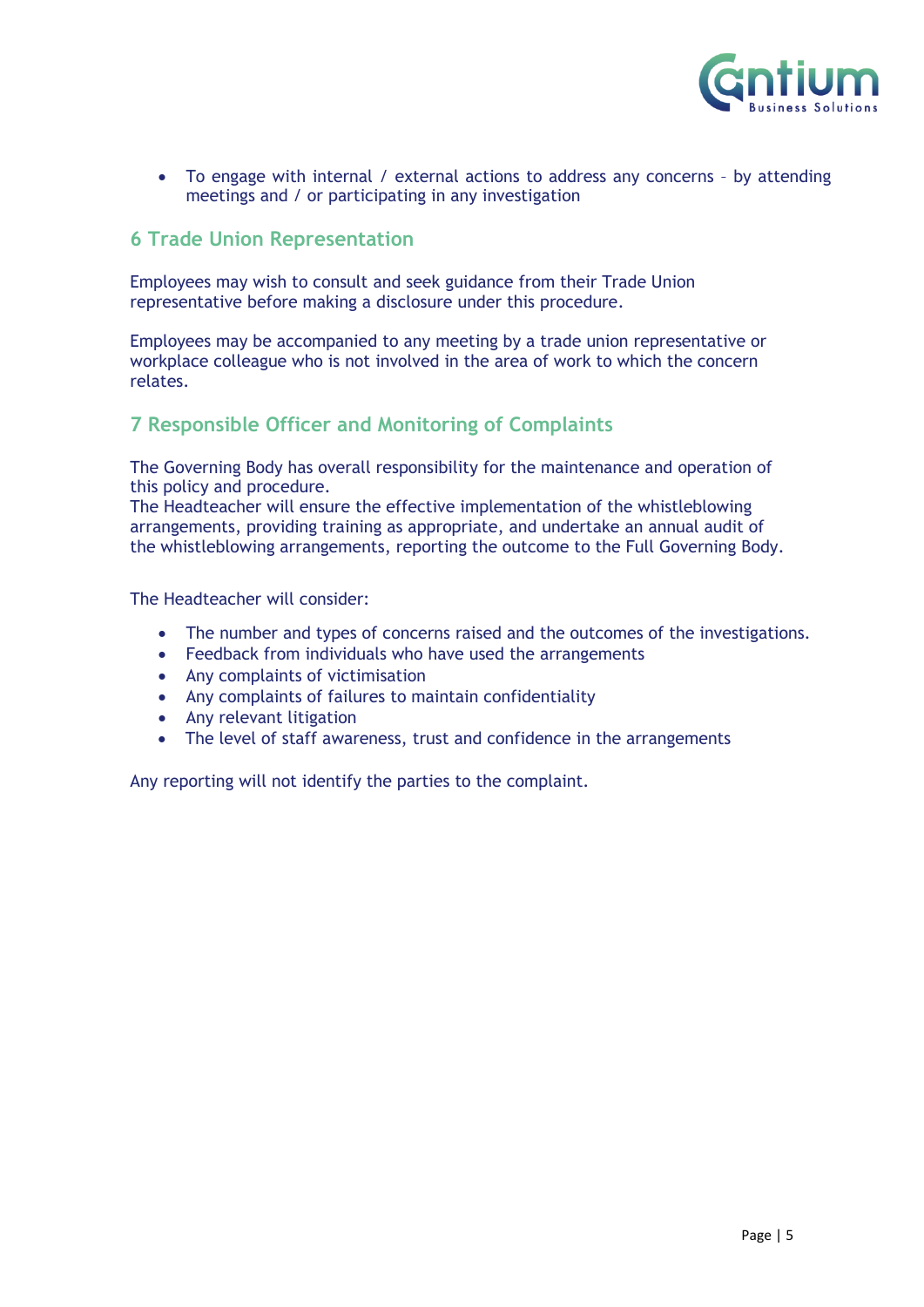- To engage with internal / external actions to address any concerns – by attending meetings and / or participating in any investigation

## 6 Trade Union Representation

Employees may wish to consult and seek guidance from their Trade Union representative before making a disclosure under this procedure.

Employees may be accompanied to any meeting by a trade union representative or workplace colleague who is not involved in the area of work to which the concern relates.

## 7 Responsible Officer and Monitoring of Complaints

The Governing Body has overall responsibility for the maintenance and operation of this policy and procedure.
The Headteacher will ensure the effective implementation of the whistleblowing arrangements, providing training as appropriate, and undertake an annual audit of the whistleblowing arrangements, reporting the outcome to the Full Governing Body.

The Headteacher will consider:

- The number and types of concerns raised and the outcomes of the investigations.
- Feedback from individuals who have used the arrangements
- Any complaints of victimisation
- Any complaints of failures to maintain confidentiality
- Any relevant litigation
- The level of staff awareness, trust and confidence in the arrangements

Any reporting will not identify the parties to the complaint.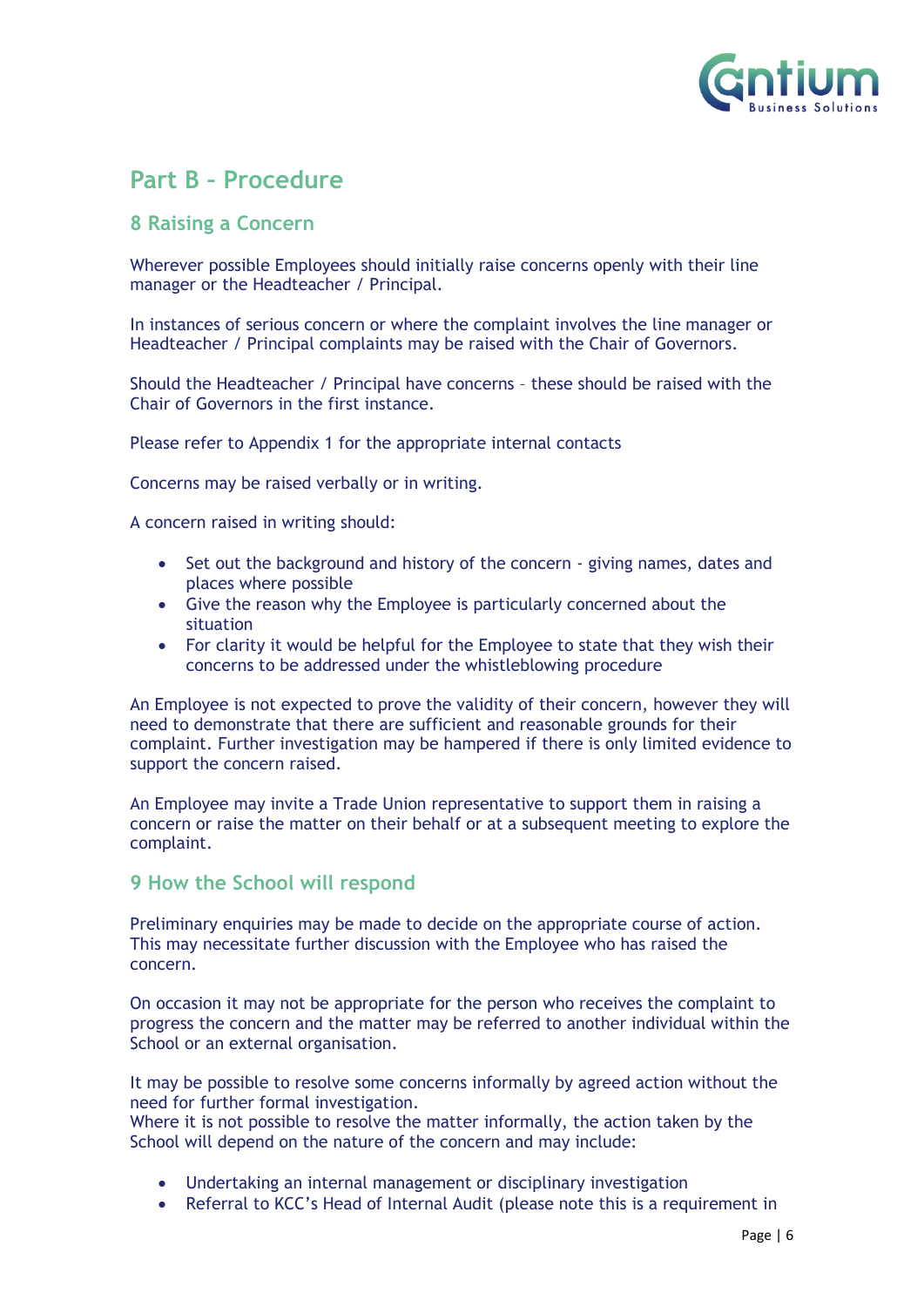# Part B – Procedure

## 8 Raising a Concern

Wherever possible Employees should initially raise concerns openly with their line manager or the Headteacher / Principal.

In instances of serious concern or where the complaint involves the line manager or Headteacher / Principal complaints may be raised with the Chair of Governors.

Should the Headteacher / Principal have concerns – these should be raised with the Chair of Governors in the first instance.

Please refer to Appendix 1 for the appropriate internal contacts

Concerns may be raised verbally or in writing.

A concern raised in writing should:

- Set out the background and history of the concern - giving names, dates and places where possible
- Give the reason why the Employee is particularly concerned about the situation
- For clarity it would be helpful for the Employee to state that they wish their concerns to be addressed under the whistleblowing procedure

An Employee is not expected to prove the validity of their concern, however they will need to demonstrate that there are sufficient and reasonable grounds for their complaint. Further investigation may be hampered if there is only limited evidence to support the concern raised.

An Employee may invite a Trade Union representative to support them in raising a concern or raise the matter on their behalf or at a subsequent meeting to explore the complaint.

## 9 How the School will respond

Preliminary enquiries may be made to decide on the appropriate course of action. This may necessitate further discussion with the Employee who has raised the concern.

On occasion it may not be appropriate for the person who receives the complaint to progress the concern and the matter may be referred to another individual within the School or an external organisation.

It may be possible to resolve some concerns informally by agreed action without the need for further formal investigation.
Where it is not possible to resolve the matter informally, the action taken by the School will depend on the nature of the concern and may include:

- Undertaking an internal management or disciplinary investigation
- Referral to KCC's Head of Internal Audit (please note this is a requirement in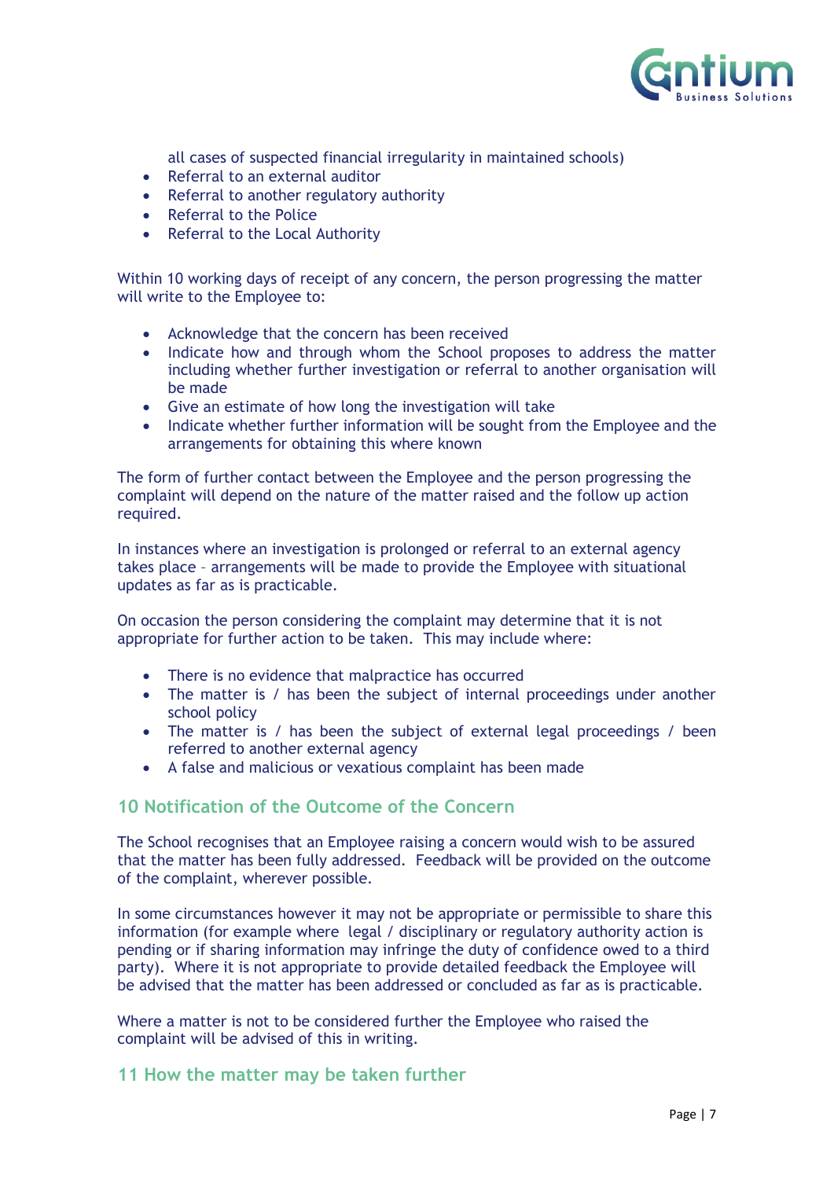all cases of suspected financial irregularity in maintained schools)

- Referral to an external auditor
- Referral to another regulatory authority
- Referral to the Police
- Referral to the Local Authority

Within 10 working days of receipt of any concern, the person progressing the matter will write to the Employee to:

- Acknowledge that the concern has been received
- Indicate how and through whom the School proposes to address the matter including whether further investigation or referral to another organisation will be made
- Give an estimate of how long the investigation will take
- Indicate whether further information will be sought from the Employee and the arrangements for obtaining this where known

The form of further contact between the Employee and the person progressing the complaint will depend on the nature of the matter raised and the follow up action required.

In instances where an investigation is prolonged or referral to an external agency takes place – arrangements will be made to provide the Employee with situational updates as far as is practicable.

On occasion the person considering the complaint may determine that it is not appropriate for further action to be taken. This may include where:

- There is no evidence that malpractice has occurred
- The matter is / has been the subject of internal proceedings under another school policy
- The matter is / has been the subject of external legal proceedings / been referred to another external agency
- A false and malicious or vexatious complaint has been made

## 10 Notification of the Outcome of the Concern

The School recognises that an Employee raising a concern would wish to be assured that the matter has been fully addressed. Feedback will be provided on the outcome of the complaint, wherever possible.

In some circumstances however it may not be appropriate or permissible to share this information (for example where legal / disciplinary or regulatory authority action is pending or if sharing information may infringe the duty of confidence owed to a third party). Where it is not appropriate to provide detailed feedback the Employee will be advised that the matter has been addressed or concluded as far as is practicable.

Where a matter is not to be considered further the Employee who raised the complaint will be advised of this in writing.

## 11 How the matter may be taken further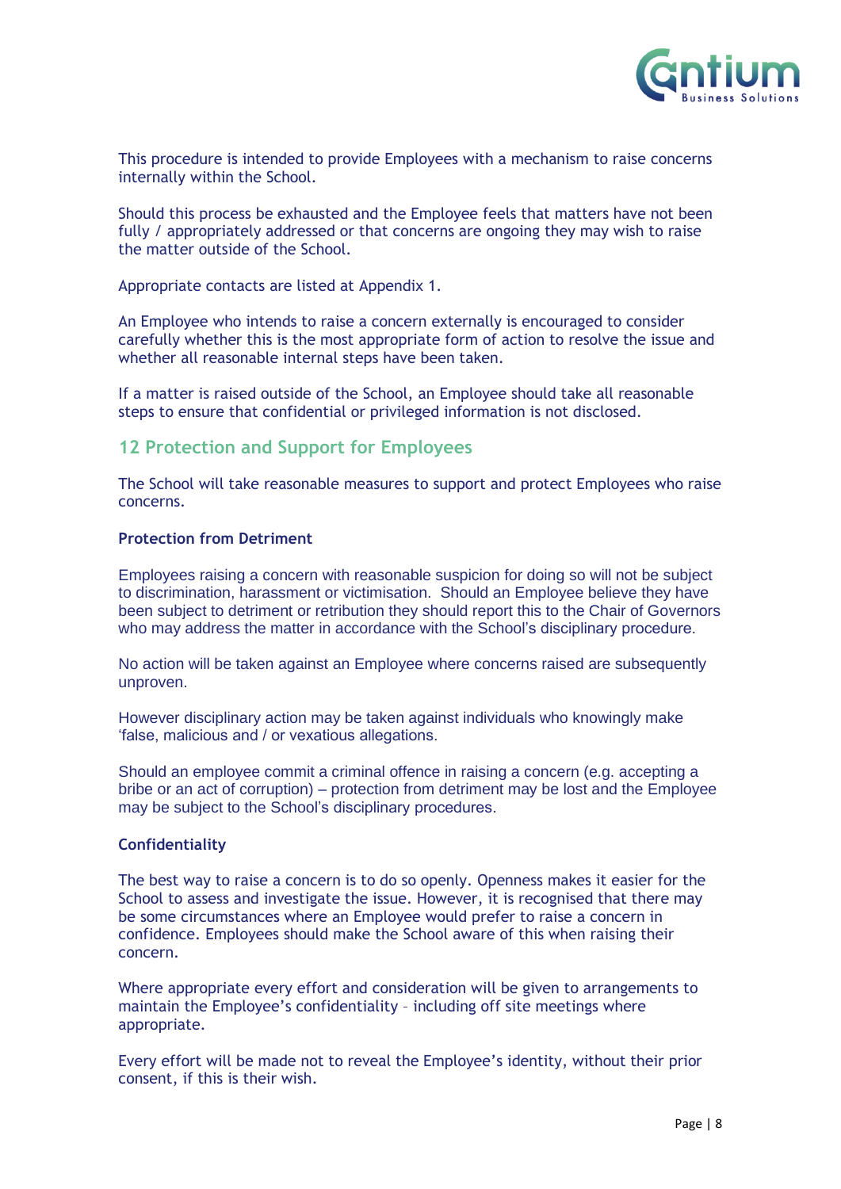This procedure is intended to provide Employees with a mechanism to raise concerns internally within the School.

Should this process be exhausted and the Employee feels that matters have not been fully / appropriately addressed or that concerns are ongoing they may wish to raise the matter outside of the School.

Appropriate contacts are listed at Appendix 1.

An Employee who intends to raise a concern externally is encouraged to consider carefully whether this is the most appropriate form of action to resolve the issue and whether all reasonable internal steps have been taken.

If a matter is raised outside of the School, an Employee should take all reasonable steps to ensure that confidential or privileged information is not disclosed.

## 12 Protection and Support for Employees

The School will take reasonable measures to support and protect Employees who raise concerns.

**Protection from Detriment**

Employees raising a concern with reasonable suspicion for doing so will not be subject to discrimination, harassment or victimisation. Should an Employee believe they have been subject to detriment or retribution they should report this to the Chair of Governors who may address the matter in accordance with the School's disciplinary procedure.

No action will be taken against an Employee where concerns raised are subsequently unproven.

However disciplinary action may be taken against individuals who knowingly make 'false, malicious and / or vexatious allegations.

Should an employee commit a criminal offence in raising a concern (e.g. accepting a bribe or an act of corruption) – protection from detriment may be lost and the Employee may be subject to the School's disciplinary procedures.

**Confidentiality**

The best way to raise a concern is to do so openly. Openness makes it easier for the School to assess and investigate the issue. However, it is recognised that there may be some circumstances where an Employee would prefer to raise a concern in confidence. Employees should make the School aware of this when raising their concern.

Where appropriate every effort and consideration will be given to arrangements to maintain the Employee's confidentiality – including off site meetings where appropriate.

Every effort will be made not to reveal the Employee's identity, without their prior consent, if this is their wish.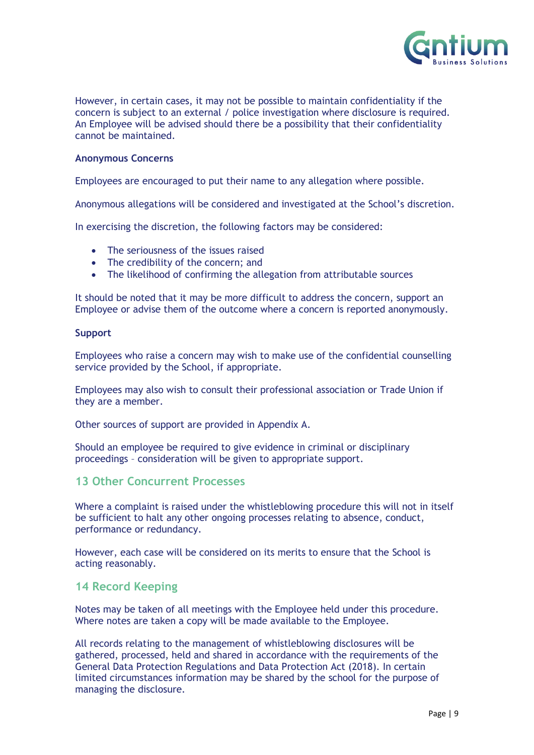However, in certain cases, it may not be possible to maintain confidentiality if the concern is subject to an external / police investigation where disclosure is required. An Employee will be advised should there be a possibility that their confidentiality cannot be maintained.

**Anonymous Concerns**

Employees are encouraged to put their name to any allegation where possible.

Anonymous allegations will be considered and investigated at the School's discretion.

In exercising the discretion, the following factors may be considered:

- The seriousness of the issues raised
- The credibility of the concern; and
- The likelihood of confirming the allegation from attributable sources

It should be noted that it may be more difficult to address the concern, support an Employee or advise them of the outcome where a concern is reported anonymously.

**Support**

Employees who raise a concern may wish to make use of the confidential counselling service provided by the School, if appropriate.

Employees may also wish to consult their professional association or Trade Union if they are a member.

Other sources of support are provided in Appendix A.

Should an employee be required to give evidence in criminal or disciplinary proceedings – consideration will be given to appropriate support.

## 13 Other Concurrent Processes

Where a complaint is raised under the whistleblowing procedure this will not in itself be sufficient to halt any other ongoing processes relating to absence, conduct, performance or redundancy.

However, each case will be considered on its merits to ensure that the School is acting reasonably.

## 14 Record Keeping

Notes may be taken of all meetings with the Employee held under this procedure. Where notes are taken a copy will be made available to the Employee.

All records relating to the management of whistleblowing disclosures will be gathered, processed, held and shared in accordance with the requirements of the General Data Protection Regulations and Data Protection Act (2018). In certain limited circumstances information may be shared by the school for the purpose of managing the disclosure.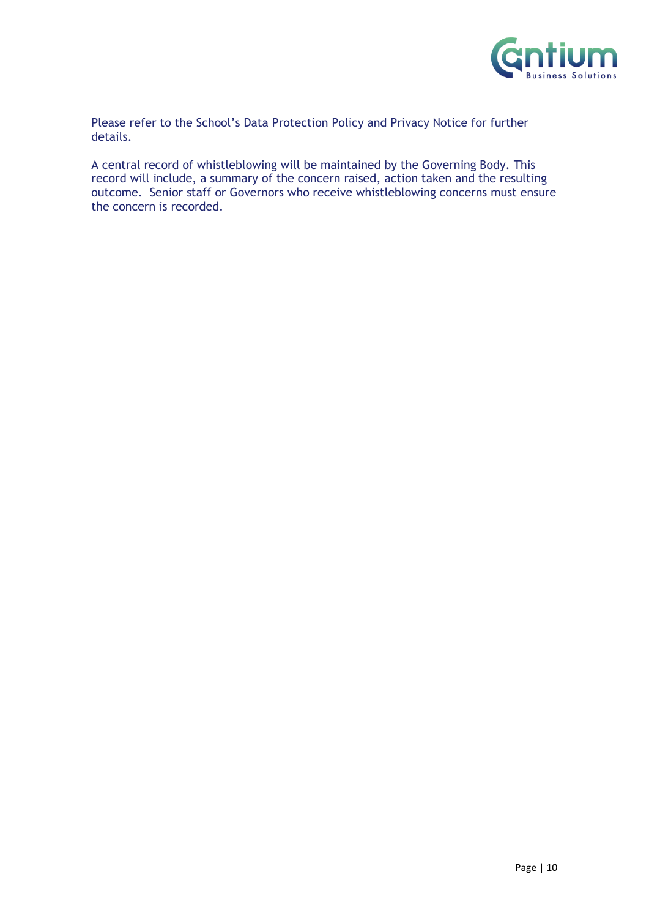Please refer to the School's Data Protection Policy and Privacy Notice for further details.

A central record of whistleblowing will be maintained by the Governing Body. This record will include, a summary of the concern raised, action taken and the resulting outcome. Senior staff or Governors who receive whistleblowing concerns must ensure the concern is recorded.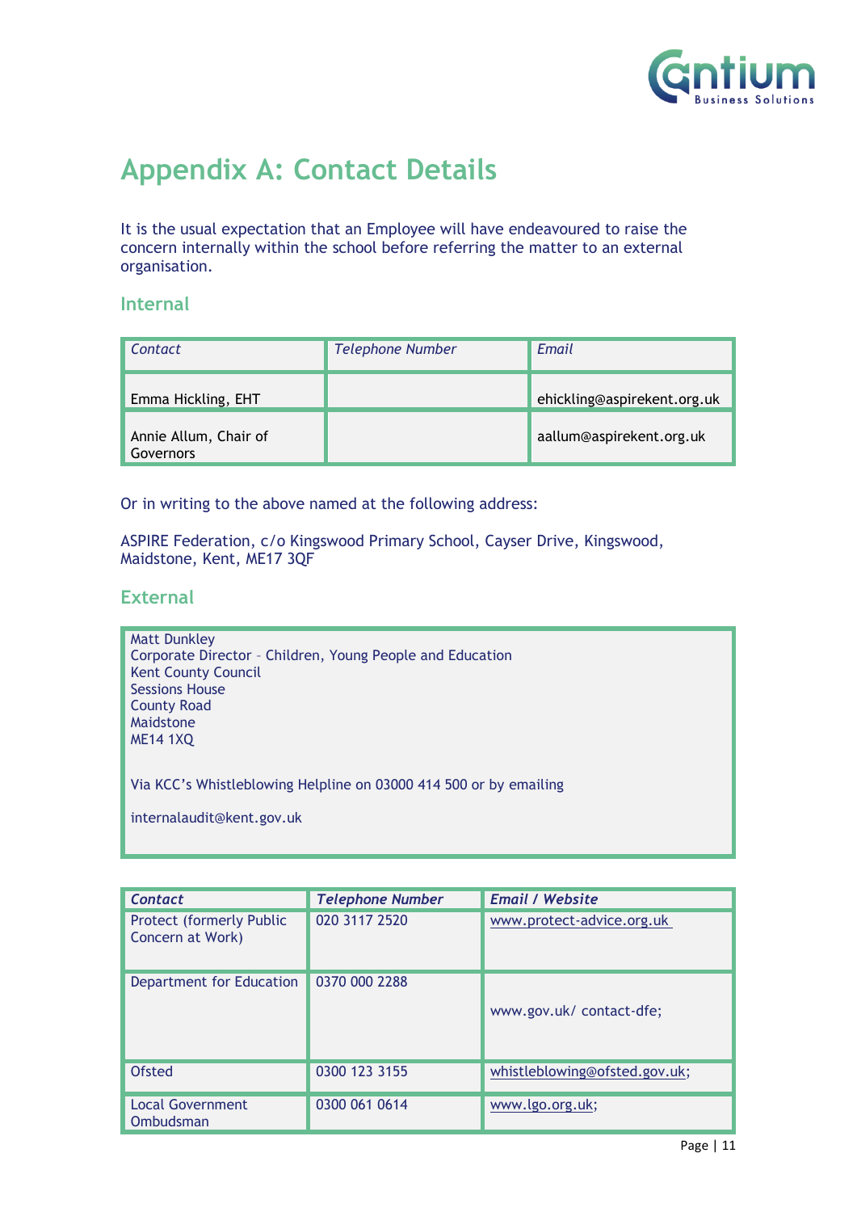# Appendix A: Contact Details

It is the usual expectation that an Employee will have endeavoured to raise the concern internally within the school before referring the matter to an external organisation.

## Internal

| *Contact* | *Telephone Number* | *Email* |
|---|---|---|
| Emma Hickling, EHT | | ehickling@aspirekent.org.uk |
| Annie Allum, Chair of Governors | | aallum@aspirekent.org.uk |

Or in writing to the above named at the following address:

ASPIRE Federation, c/o Kingswood Primary School, Cayser Drive, Kingswood, Maidstone, Kent, ME17 3QF

## External

Matt Dunkley
Corporate Director – Children, Young People and Education
Kent County Council
Sessions House
County Road
Maidstone
ME14 1XQ

Via KCC's Whistleblowing Helpline on 03000 414 500 or by emailing

internalaudit@kent.gov.uk

| ***Contact*** | ***Telephone Number*** | ***Email / Website*** |
|---|---|---|
| Protect (formerly Public Concern at Work) | 020 3117 2520 | www.protect-advice.org.uk |
| Department for Education | 0370 000 2288 | www.gov.uk/ contact-dfe; |
| Ofsted | 0300 123 3155 | whistleblowing@ofsted.gov.uk; |
| Local Government Ombudsman | 0300 061 0614 | www.lgo.org.uk; |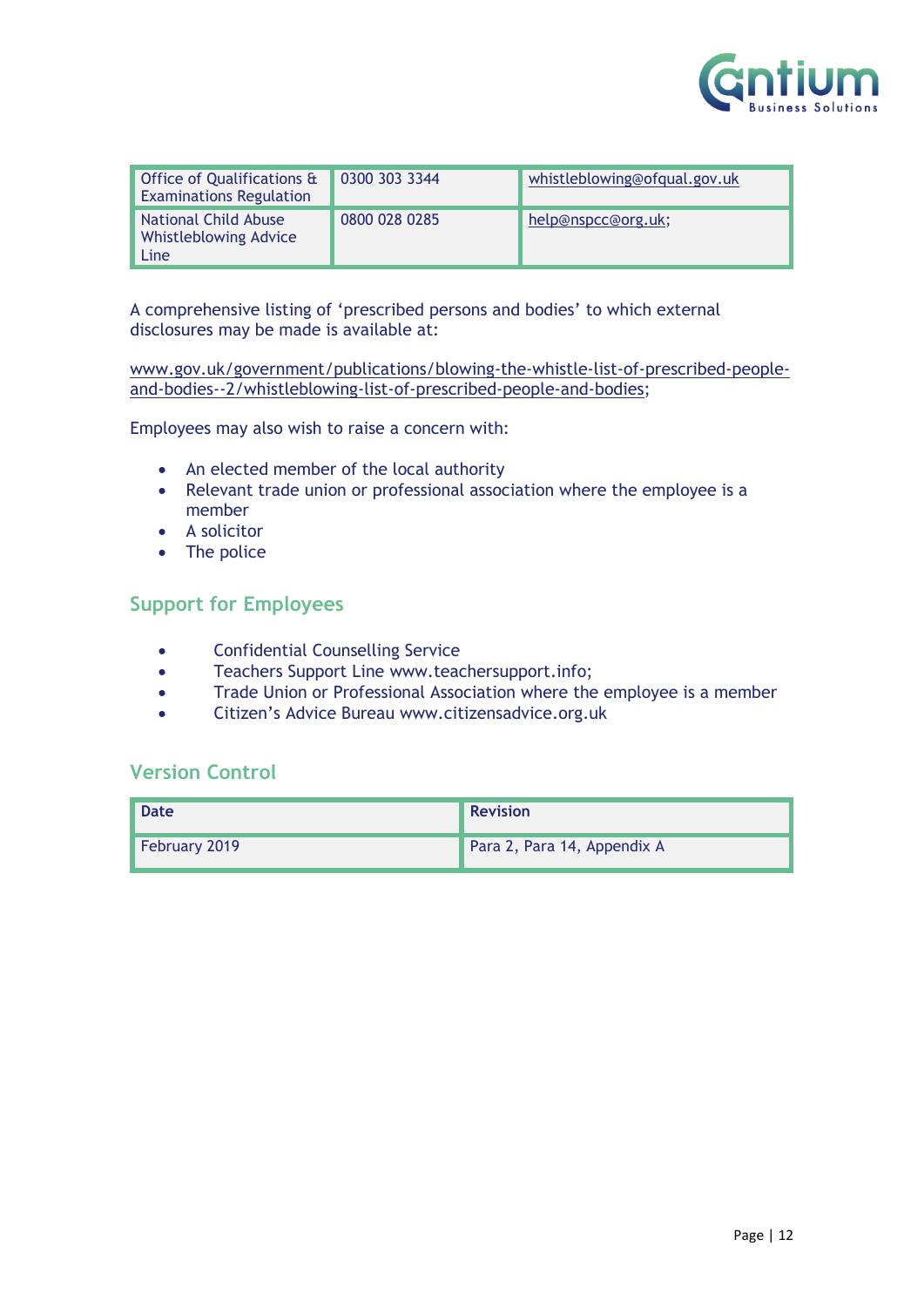| | | |
|---|---|---|
| Office of Qualifications & Examinations Regulation | 0300 303 3344 | whistleblowing@ofqual.gov.uk |
| National Child Abuse Whistleblowing Advice Line | 0800 028 0285 | help@nspcc@org.uk; |

A comprehensive listing of 'prescribed persons and bodies' to which external disclosures may be made is available at:

www.gov.uk/government/publications/blowing-the-whistle-list-of-prescribed-people-and-bodies--2/whistleblowing-list-of-prescribed-people-and-bodies;

Employees may also wish to raise a concern with:

- An elected member of the local authority
- Relevant trade union or professional association where the employee is a member
- A solicitor
- The police

## Support for Employees

- Confidential Counselling Service
- Teachers Support Line www.teachersupport.info;
- Trade Union or Professional Association where the employee is a member
- Citizen's Advice Bureau www.citizensadvice.org.uk

## Version Control

| Date | Revision |
|---|---|
| February 2019 | Para 2, Para 14, Appendix A |